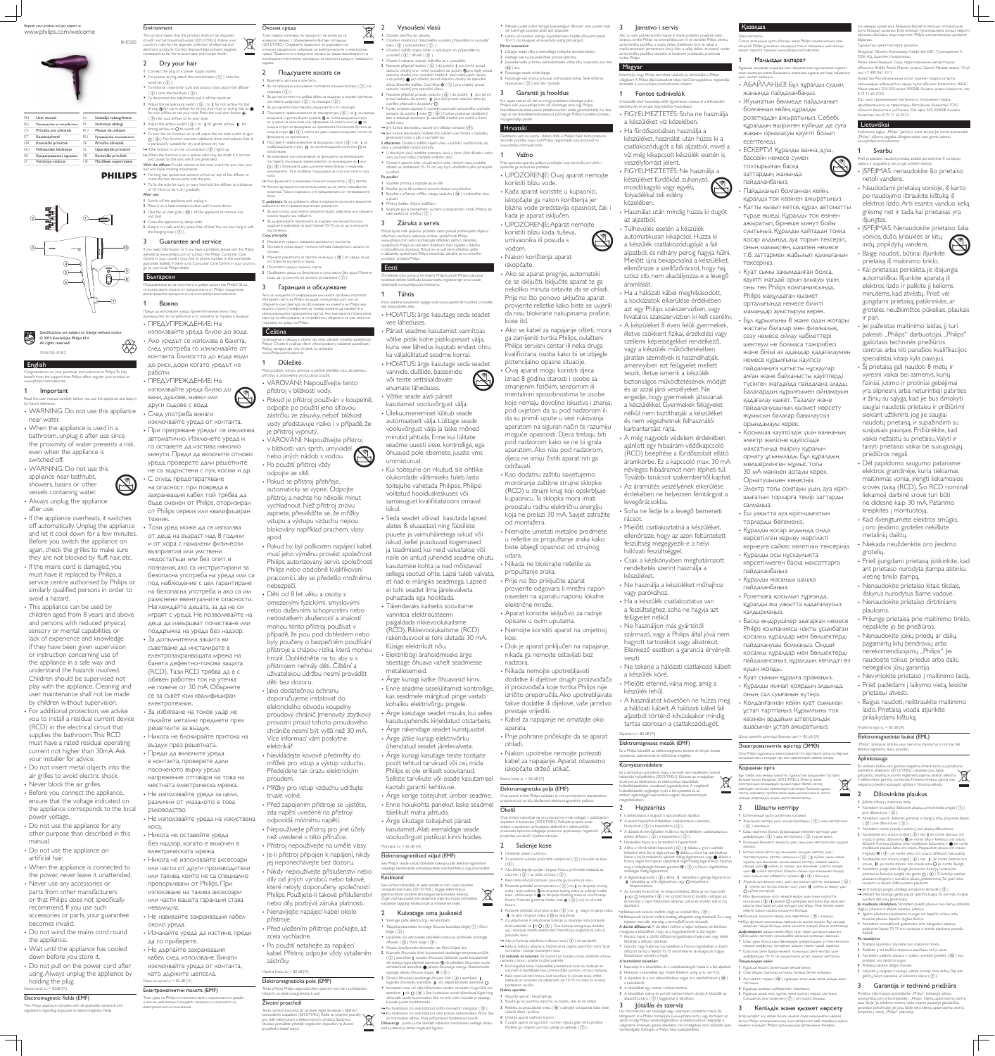Register your product and get support at
www.philips.com/welcome

BHD282

| | | | |
|---|---|---|---|
| EN | User manual | LV | Lietotāja rokasgrāmata |
| BG | Ръководство за потребителя | PL | Instrukcja obsługi |
| CS | Příručka pro uživatele | RO | Manual de utilizare |
| ET | Kasutusjuhend | RU | Руководство пользователя |
| HR | Korisnički priručnik | SK | Príručka užívateľa |
| HU | Felhasználói kézikönyv | SL | Uporabniški priročnik |
| KK | Қолданушының нұсқаулығы | SR | Korisnički priručnik |
| LT | Vartotojo vadovas | UK | Посібник користувача |

PHILIPS

Specifications are subject to change without notice
© 2015 Koninklijke Philips N.V.
All rights reserved.

3140 035 41052

# English

Congratulations on your purchase, and welcome to Philips! To fully benefit from the support that Philips offers, register your product at www.philips.com/welcome.

## 1 Important

Read this user manual carefully before you use the appliance and keep it for future reference.

- WARNING: Do not use this appliance near water.
- When the appliance is used in a bathroom, unplug it after use since the proximity of water presents a risk, even when the appliance is switched off.
- WARNING: Do not use this appliance near bathtubs, showers, basins or other vessels containing water.
- Always unplug the appliance after use.
- If the appliance overheats, it switches off automatically. Unplug the appliance and let it cool down for a few minutes. Before you switch the appliance on again, check the grilles to make sure they are not blocked by fluff, hair, etc.
- If the mains cord is damaged, you must have it replaced by Philips, a service centre authorised by Philips or similarly qualified persons in order to avoid a hazard.
- This appliance can be used by children aged from 8 years and above and persons with reduced physical, sensory or mental capabilities or lack of experience and knowledge if they have been given supervision or instruction concerning use of the appliance in a safe way and understand the hazards involved. Children shall not play with the appliance. Cleaning and user maintenance shall not be made by children without supervision.
- For additional protection, we advise you to install a residual current device (RCD) in the electrical circuit that supplies the bathroom. This RCD must have a rated residual operating current not higher than 30mA. Ask your installer for advice.
- Do not insert metal objects into the air grilles to avoid electric shock.
- Never block the air grilles.
- Before you connect the appliance, ensure that the voltage indicated on the appliance corresponds to the local power voltage.
- Do not use the appliance for any other purpose than described in this manual.
- Do not use the appliance on artificial hair.
- When the appliance is connected to the power, never leave it unattended.
- Never use any accessories or parts from other manufacturers or that Philips does not specifically recommend. If you use such accessories or parts, your guarantee becomes invalid.
- Do not wind the mains cord round the appliance.
- Wait until the appliance has cooled down before you store it.
- Do not pull on the power cord after using. Always unplug the appliance by holding the plug.

Noise Level: Lc = 82 dB [A]

### Electromagnetic fields (EMF)

This Philips appliance complies with all applicable standards and regulations regarding exposure to electromagnetic fields.

### Environment

This symbol means that this product shall not be disposed of with normal household waste (2012/19/EU). Follow your country's rules for the separate collection of electrical and electronic products. Correct disposal helps prevent negative consequences for the environment and human health.

## 2 Dry your hair

1. Connect the plug to a power supply socket.
2. For precise drying, attach the concentrator (①) onto the hairdryer (②).
   - To enhance volume for curls and bouncy style, attach the diffuser (③) onto the hairdryer (②).
   - To disconnect the attachment pull it off the hairdryer.
3. Adjust the temperature switch (④) to for hot airflow for fast drying, for warm airflow for drying short hair or styling hair or for cool airflow to set your style. Press the cool shot button for the cool airflow to fix your style.
4. Adjust the airflow switch (⑤) to for gentle airflow, for strong airflow or to switch off.
5. To turn the ion function on or off, adjust the ion slide switch to or. The function provides additional shine and reduces frizz. It is particularly suitable for dry and unruly hair.
   - » If the function is on, the ion indicator (⑥) lights up.
   - » When the function is on, a special odor may be smell. It is normal and caused by the ions which are generated.

**With the diffuser:** To add volume at the root, insert the pins into your hair and make rotating movements.
- For long hair, spread out sections of hair on top of the diffuser or comb the hair downwards with the pins.
- To fix the style for curly or wavy hair, hold the diffuser at a distance of 10-15cm to let it dry gradually.

**After use:**
1. Switch off the appliance and unplug it.
2. Place it on a heat-resistant surface until it cools down.
3. Take the air inlet grille (⑧) off the appliance to remove hair and dust.
4. Clean the appliance by damp cloth.
5. Keep it in a safe and dry place, free of dust. You can also hang it with the hanging loop (⑦).

## 3 Guarantee and service

If you need information or if you have a problem, please visit the Philips website at www.philips.com or contact the Philips Customer Care Centre in your country (you find its phone number in the worldwide guarantee leaflet). If there is no Consumer Care Centre in your country, go to your local Philips dealer.

# Български

Поздравяваме ви за покупката и добре дошли при Philips! За да се възползвате изцяло от предлаганата от Philips поддръжка, регистрирайте продукта си на www.philips.com/welcome.

## 1 Важно

Преди да използвате уреда прочетете внимателно това ръководство за потребителя и го запазете за справка в бъдеще.

- ПРЕДУПРЕЖДЕНИЕ: Не използвайте уреда близо до вода.
- Ако уредът се използва в банята, след употреба го изключвайте от контакта. Близостта до вода води до риск, дори когато уредът не работи.
- ПРЕДУПРЕЖДЕНИЕ: Не използвайте уреда близо до вани, душове, мивки или други съдове с вода.
- След употреба винаги изключвайте уреда от контакта.
- При прегряване уредът се изключва автоматично. Изключете уреда и го оставете да изстива няколко минути. Преди да включите отново уреда, проверете дали решетките не са задръстени с пух, косми и др.
- С оглед предотвратяване на опасност, при повреда в захранващия кабел той трябва да бъде сменен от Philips, оторизиран от Philips сервиз или квалифициран техник.
- Този уред може да се използва от деца на възраст над 8 години и от хора с намалени физически възприятия или умствени недостатъци или без опит и познания, ако са инструктирани за безопасна употреба на уреда или са под наблюдение с цел гарантиране на безопасна употреба и ако са им разяснени евентуалните опасности. Наглеждайте децата, за да не си играят с уреда. Не позволявайте на деца да извършват почистване или поддръжка на уреда без надзор.
- За допълнителна защита ви съветваме да инсталирате в електрозахранващата мрежа на банята дефектно-токова защита (RCD). Тази RCD трябва да е с обявен работен ток на утечка не повече от 30 mA. Обърнете се за съвет към квалифициран електротехник.
- За избягване на токов удар не пъхайте метални предмети през решетките за въздух.
- Никога не блокирайте притока на въздух през решетката.
- Преди да включите уреда в контакта, проверете дали посоченото върху уреда напрежение отговаря на това на местната електрическа мрежа.
- Не използвайте уреда за цели, различни от указаното в това ръководство.
- Не използвайте уреда на изкуствена коса.
- Никога не оставяйте уреда без надзор, когато е включен в електрическата мрежа.
- Никога не използвайте аксесоари или части от други производители или такива, които не са специално препоръчани от Philips. При използване на такива аксесоари или части гаранцията става невалидна.
- Не навивайте захранващия кабел около уреда.
- Изчакайте уреда да изстине, преди да го приберете.
- Не дърпайте захранващия кабел след използване. Винаги изключвайте уреда от контакта, като държите щепсела.

Ниво на шума: Lc = 82 dB [A]

### Електромагнитни полета (EMF)

Този уред на Philips е в съответствие с нормативните уредби и всички действащи стандарти, свързани с излагането на електромагнитни излъчвания.

### Околна среда

Този символ означава, че продуктът не може да се изхвърля заедно с обикновените битови отпадъци (2012/19/ЕС). Следвайте правилата на държавата си относно разделното събиране на електрическите и електронните уреди. Правилното изхвърляне помага за предотвратяването на потенциални негативни последици за околната среда и човешкото здраве.

## 2 Подсушете косата си

# Čeština

Gratulujeme k nákupu a vítáme vás mezi uživateli výrobků společnosti Philips! Chcete-li využívat všech výhod podpory nabízené společností Philips, zaregistrujte svůj výrobek na stránkách www.philips.com/welcome.

## 1 Důležité

Před použitím tohoto přístroje si pečlivě přečtěte tuto uživatelskou příručku a uschovejte ji pro budoucí použití.

- VAROVÁNÍ: Nepoužívejte tento přístroj v blízkosti vody.
- Pokud je přístroj používán v koupelně, odpojte po použití jeho síťovou zástrčku ze zásuvky, neboť blízkost vody představuje riziko i v případě, že je přístroj vypnutý.
- VAROVÁNÍ: Nepoužívejte přístroj v blízkosti van, sprch, umyvadel nebo jiných nádob s vodou.
- Po použití přístroj vždy odpojte ze sítě.
- Pokud se přístroj přehřeje, automaticky se vypne. Odpojte přístroj a nechte ho několik minut vychladnout. Než přístroj znovu zapnete, přesvědčte se, že mřížky vstupu a výstupu vzduchu nejsou blokovány nahromaděným prachem, vlasy apod.
- Pokud by byl poškozen napájecí kabel, musí jeho výměnu provést společnost Philips, autorizovaný servis společnosti Philips nebo obdobně kvalifikovaní pracovníci, aby se předešlo možnému nebezpečí.
- Děti od 8 let věku a osoby s omezenými fyzickými, smyslovými nebo duševními schopnostmi nebo nedostatkem zkušeností a znalostí mohou tento přístroj používat v případě, že jsou pod dohledem nebo byly poučeny o bezpečném používání přístroje a chápou rizika, která mohou hrozit. Nedovolte, aby si s přístrojem nehrály děti. Čištění a uživatelskou údržbu nesmí provádět děti bez dozoru.
- Jako dodatečnou ochranu doporučujeme instalovat do elektrického obvodu koupelny proudový chránič. Jmenovitý zbytkový provozní proud tohoto proudového chrániče nesmí být vyšší než 30 mA. Více informací vám poskytne elektrikář.
- Nevkládejte kovové předměty do mřížek pro vstup a výstup vzduchu. Předejdete tak úrazu elektrickým proudem.
- Mřížky pro vstup vzduchu udržujte trvale volné.
- Před zapojením přístroje se ujistěte, zda napětí uvedené na přístroji odpovídá místnímu napětí.
- Nepoužívejte přístroj pro jiné účely než uvedené v této příručce.
- Přístroj nepoužívejte na umělé vlasy.
- Je-li přístroj připojen k napájení, nikdy jej neponechávejte bez dozoru.
- Nikdy nepoužívejte příslušenství nebo díly od jiných výrobců nebo takové, které nebyly doporučeny společností Philips. Použijete-li takové příslušenství nebo díly, pozbývá záruka platnosti.
- Nenavíjejte napájecí kabel okolo přístroje.
- Před uložením přístroje počkejte, až zcela vychladne.
- Po použití netahejte za napájecí kabel. Přístroj odpojte vždy vytažením zástrčky.

Hladina hluku: Lc = 82 dB [A]

### Elektromagnetická pole (EMP)

Tento přístroj Philips odpovídá všem platným normám a předpisům týkajícím se elektromagnetických polí.

### Životní prostředí

## 2 Vysoušení vlasů

## 3 Záruka a servis

# Eesti

## 1 Tähtis

- HOIATUS: ärge kasutage seda seadet vee läheduses.
- Pärast seadme kasutamist vannitoas võtke pistik kohe pistikupesast välja, kuna vee lähedus kujutab endast ohtu ka väljalülitatud seadme korral.
- HOIATUS: ärge kasutage seda seadet vannide, dušši­de, basseinide või teiste vettsisaldavate anumate läheduses.
- Võtke seade alati pärast kasutamist vooluvõrgust välja.
- Ülekuumenemisel lülitub seade automaatselt välja. Lülitage seade vooluvõrgust välja ja laske mõned minutid jahtuda. Enne kui lülitate seadme uuesti sisse, kontrollige, ega õhuavad pole ebemete, juuste vms ummistunud.
- Kui toitejuhe on rikutud, siis ohtlike olukordade vältimiseks tuleb lasta toitejuhe vahetada Philipsis, Philipsi volitatud hoolduskeskuses või samasugust kvalifikatsiooni omaval isikul.
- Seda seadet võivad kasutada lapsed alates 8. eluaastast ning füüsiliste puuete ja vaimuhäiretega isikud või isikud, kellel puuduvad kogemused ja teadmised, kui neid valvatakse või neile on antud juhendid seadme ohutu kasutamise kohta ja nad mõistavad sellega seotud ohte. Lapsed ei tohi seadmega mängida. Lapsed ei tohi ilma järelevalveta puhastada ega hooldada.
- Täiendavaks kaitseks soovitame vannitoa elektrisüsteemi paigaldada rikkevoolukaitse (RCD). Rikkevoolukaitse (RCD) rakendusvool ei tohi ületada 30 mA. Küsige elektrikult nõu.
- Elektrilöögi ärahoidmiseks ärge sisestage õhuava vahelt seadmesse metallesemeid.
- Ärge kunagi katke õhuavasid kinni.
- Enne seadme sisselülitamist kontrollige, kas seadmele märgitud pinge vastab kohaliku elektrivõrgu pingele.
- Ärge kasutage seadet muuks, kui selles kasutusjuhendis kirjeldatud otstarbeks.
- Ärge kasutage seadet kunstjuustel.
- Ärge jätke kunagi elektrivõrku ühendatud seadet järelevalveta.
- Ärge kunagi kasutage teiste tootjate poolt tehtud tarvikuid või osi, mida Philips ei ole eriliselt soovitanud. Selliste tarvikute või osade kasutamisel kaotab garantii kehtivuse.
- Ärge kerige toitejuhet ümber seadme.
- Enne hoiukohta panekut laske seadmel täielikult maha jahtuda.
- Ärge sikutage toitejuhet pärast kasutamist. Alati eemaldage seade vooluvõrgust pistikust kinni hoides.

Müratase: Lc = 82 dB [A]

### Elektromagnetilised väljad (EMF)

### Keskkond

## 2 Kuivatage oma juukseid

## 3 Jamstvo i servis

# Hrvatski

## 1 Važno

- UPOZORENJE: Ovaj aparat nemojte koristiti blizu vode.
- Kada aparat koristite u kupaonici, isključite ga nakon korištenja jer blizina vode predstavlja opasnost, čak i kada je aparat isključen.
- UPOZORENJE: Aparat nemojte koristiti blizu kada, tuševa, umivaonika ili posuda s vodom.
- Nakon korištenja aparat isključite.
- Ako se aparat pregrije, automatski će se isključiti. Isključite aparat te ga nekoliko minuta ostavite da se ohladi. Prije no što ponovo uključite aparat provjerite rešetke kako biste se uvjerili da nisu blokirane nakupinama prašine, kose itd.
- Ako se kabel za napajanje ošteti, mora ga zamijeniti tvrtka Philips, ovlašteni Philips servisni centar ili neka druga kvalificirana osoba kako bi se izbjegle potencijalno opasne situacije.
- Ovaj aparat mogu koristiti djeca iznad 8 godina starosti i osobe sa smanjenim fizičkim, senzornim ili mentalnim sposobnostima te osobe koje nemaju dovoljno iskustva i znanja, pod uvjetom da su pod nadzorom ili da su primili upute u vezi rukovanja aparatom na siguran način te razumiju moguće opasnosti. Djeca se ne smiju igrati aparatom. Djeca bez nadzora ne smiju čistiti aparat niti ga održavati.
- Kao dodatnu zaštitu savjetujemo montiranje zaštitne strujne sklopke (RCD) u strujni krug koji opskrbljuje kupaonicu. Ta sklopka mora imati preostalu radnu električnu energiju koja ne prelazi 30 mA. Savjet zatražite od montažera.
- Nemojte umetati metalne predmete u rešetke za propuštanje zraka kako biste izbjegli opasnost od strujnog udara.
- Nikada ne blokirajte rešetke za propuštanje zraka.
- Prije no što priključite aparat provjerite odgovara li mrežni napon naveden na aparatu naponu lokalne električne mreže.
- Aparat koristite isključivo za radnje opisane u ovim uputama.
- Nemojte koristiti aparat na umjetnoj kosi.
- Dok je aparat priključen na napajanje, nikada ga nemojte ostavljati bez nadzora.
- Nikada nemojte upotrebljavati dodatke ili dijelove drugih proizvođača ili proizvođača koje tvrtka Philips nije izričito preporučila. Ako upotrebljavate takve dodatke ili dijelove, vaše jamstvo prestaje vrijediti.
- Kabel za napajanje ne omatajte oko aparata.
- Prije pohrane pričekajte da se aparat ohladi.
- Nakon upotrebe nemojte potezati kabel za napajanje. Aparat obavezno isključite držeći utikač.

Razina buke: Lc = 82 dB [A]

### Elektromagnetska polja (EMF)

### Okoliš

## 2 Sušenje kose

## 3 Jamstvo i servis

# Magyar

## 1 Fontos tudnivalók

- FIGYELMEZTETÉS: Soha ne használja a készüléket víz közelében.
- Ha fürdőszobában használja a készüléket, használat után húzza ki a csatlakozódugót a fali aljzatból, mivel a víz még kikapcsolt készülék esetén is veszélyforrást jelent.
- FIGYELMEZTETÉS: Ne használja a készüléket fürdőkád, zuhanyzó, mosdókagyló vagy egyéb, folyadékkal teli edény közelében.
- Használat után mindig húzza ki dugót az aljzatból.
- Túlhevülés esetén a készülék automatikusan kikapcsol. Húzza ki a készülék csatlakozódugóját a fali aljzatból, és néhány percig hagyja hűlni. Mielőtt újra bekapcsolná a készüléket, ellenőrizze a szellőzőrácsot, hogy haj, szösz stb. nem akadályozza-e a levegő áramlását.
- Ha a hálózati kábel meghibásodott, a kockázatok elkerülése érdekében azt egy Philips szakszervizben, vagy hivatalos szakszervizben kell cseréltetni.
- A készüléket 8 évnél idősebb gyermekek, illetve csökkent fizikai, érzékelési vagy szellemi képességekkel rendelkező, vagy a készülék működtetésében járatlan személyek is használhatják, amennyiben ezt felügyelet mellett teszik, illetve ismerik a készülék biztonságos működtetésének módját és az azzal járó veszélyeket. Ne engedje, hogy gyermekek játsszanak a készülékkel. Gyermekek felügyelet nélkül nem tisztíthatják a készüléket és nem végezhetnek felhasználói karbantartást rajta.
- A még nagyobb védelem érdekében ajánlott egy hibaáram-védőkapcsoló (RCD) beépítése a fürdőszobai elektromos áramkörbe. Ez a kapcsoló max. 30 mA névleges hibaáramot nem léphet túl. További tanácsot szakembertől kaphat.
- Az áramütés veszélyének elkerülése érdekében ne helyezzen fémtárgyat a levegőrácsokba.
- Soha ne fedje le a levegő bemeneti rácsot.
- Mielőtt csatlakoztatná a készüléket, ellenőrizze, hogy az azon feltüntetett feszültség megegyezik-e a helyi hálózati feszültséggel.
- Csak a kézikönyvben meghatározott rendeltetés szerint használja a készüléket.
- Ne használja a készüléket műhajhoz vagy parókához.
- Ha a készülék csatlakoztatva van a feszültséghez, soha ne hagyja azt felügyelet nélkül.
- Ne használjon más gyártótól származó, vagy a Philips által jóvá nem hagyott tartozékot vagy alkatrészt. Ellenkező esetben a garancia érvényét veszti.
- Ne tekerje a hálózati csatlakozó kábelt a készülék köré.
- Mielőtt eltenné, várja meg, amíg a készülék lehűl.
- A használat követően ne húzza meg a hálózati kábelt. A hálózati kábel fali aljzatból történő kihúzásakor mindig tartsa szorosan a csatlakozódugót.

Zajszint: Lc = 82 dB [A]

### Elektromágneses mezők (EMF)

### Környezetvédelem

## 2 Hajszárítás

## 3 Jótállás és szerviz

# Қазақша

## 1 Маңызды ақпарат

- АБАЙЛАҢЫЗ! Бұл құралды судың жанында пайдаланбаңыз.
- Жуынатын бөлмеде пайдаланып болғаннан кейін, құралды розеткадан ажыратыңыз. Себебі, құралды өшірген күйде де суға жақын орналасуы қауіпті болып есептеледі.
- ЕСКЕРТУ! Құралды ванна, душ, бассейн немесе сумен толтырылған басқа заттардың жанында пайдаланбаңыз.
- Пайдаланып болғаннан кейін, құралды тоқ көзінен ажыратыңыз.
- Қатты қызып кетсе, құрал автоматты түрде өшеді. Құралды тоқ көзінен ажыратып, бірнеше минут бойы суытыңыз. Құралды қайтадан тоққа қосар алдында, ауа торын тексеріп, оны мамықпен, шашпен немесе т.б. заттармен жабылып қалмағанын тексеріңіз.
- Қуат сымы зақымданған болса, қауіпті жағдай орын алмауы үшін, оны тек Philips компаниясында, Philips мақұлдаған қызмет орталығында немесе білікті мамандар ауыстыруы керек.
- Бұл құрылғыны 8 және одан жоғары жастағы балалар мен физикалық, сезу немесе ойлау қабілеттері шектеулі не болмаса тәжірибесі және білімі аз адамдар қадағалаумен немесе құрылғыны қауіпсіз пайдалануға қатысты нұсқаулар алған және байланысты қауіптерді түсінген жағдайда пайдалана алады. Балалардың құрылғымен ойнамауын қадағалау қажет. Тазалау және пайдаланушының қызмет көрсету жұмысын балалар бақылаусыз орындамауы керек.
- Қосымша қауіпсіздік үшін ваннаның электр желісіне қауіпсіздік мақсатында өшіргіш құралын орнату ұсынылады. Бұл құралдың мөлшерленген жұмыс тоқы 30 мА мәнінен аспауы керек. Орнатушымен кеңесіңіз.
- Электр тогы соқпауы үшін, ауа кіріп-шығатын торларға темір заттарды салмаңыз.
- Еш уақытта ауа кіріп-шығатын торларды бөгемеңіз.
- Құралды қосар алдында, онда көрсетілген кернеу жергілікті кернеуге сәйкес келетінін тексеріңіз.
- Құралды осы нұсқаулықта көрсетілмеген басқа мақсаттарға пайдаланбаңыз.
- Құралды жасанды шашқа пайдаланбаңыз.
- Розеткаға қосылып тұрғанда, құралды еш уақытта қадағалаусыз қалдырмаңыз.
- Басқа өндірушілер шығарған немесе Philips компаниясы нақты ұсынбаған қосалқы құралдар мен бөлшектерді пайдалануға болмайды. Ондай қосалқы құралдар мен бөлшектерді пайдалансаңыз, құралдың кепілдігі өз күшін жояды.
- Қуат сымын құралға орамаңыз.
- Құралды жинап қоярдың алдында, оның сал суығанын күтіңіз.
- Қолданғаннан кейін қуат сымынан ұстап тартпаңыз. Құрылғыны тоқ көзінен әрдайым штепсельдік ашасынан ұстап ажыратыңыз.

Шуыл деңгейі: Lc = 82 dB [A]

### Электромагниттік өрістер (ЭМӨ)

### Қоршаған орта

## 2 Шашты кептіру

## 3 Кепілдік және қызмет көрсету

# Lietuviškai

## 1 Svarbu

- ĮSPĖJIMAS: nenaudokite šio prietaiso netoli vandens.
- Naudodami prietaisą vonioje, iš karto po naudojimo ištraukite kištuką iš elektros lizdo. Arti esantis vanduo kelia grėsmę net ir tada, kai prietaisas yra išjungtas.
- ĮSPĖJIMAS. Nenaudokite prietaiso šalia vonios, dušo, kriauklės ar kitų indų, pripildytų vandens.
- Baigę naudoti, būtinai išjunkite prietaisą iš maitinimo tinklo.
- Kai prietaisas perkaista, jis išsijungia automatiškai. Išjunkite aparatą iš elektros lizdo ir palikite jį kelioms minutėms, kad atvėstų. Prieš vėl įjungdami prietaisą, patikrinkite, ar grotelės neužkimštos pūkeliais, plaukais ir pan.
- Jei pažeistas maitinimo laidas, jį turi pakeisti „Philips“ darbuotojai, „Philips“ įgaliotas techninės priežiūros centras arba kiti panašios kvalifikacijos specialistai, kitaip kyla pavojus.
- Šį prietaisą gali naudoti 8 metų ir vyresni vaikai bei asmenys, kurių fiziniai, jutimo ir protiniai gebėjimai yra silpnesni, arba neturintieji patirties ir žinių su sąlyga, kad jie bus išmokyti saugiai naudotis prietaisu ir prižiūrimi siekiant užtikrinti, jog jie saugiai naudotųsi prietaisu, ir supažindinti su susijusiais pavojais. Prižiūrėkite, kad vaikai nežaistų su prietaisu. Valyti ir taisyti prietaiso vaikai be suaugusiųjų priežiūros negali.
- Dėl papildomo saugumo patariame elektros grandinėje, kuria tiekiamas maitinimas vonioje, įrengti liekamosios srovės įtaisą (RCD). Šio RCD nominali liekamoji darbinė srovė turi būti ne didesnė kaip 30 mA. Patarimo kreipkitės į montuotoją.
- Kad išvengtumėte elektros smūgio, į oro įleidimo groteles nekiškite metalinių daiktų.
- Niekada neuždenkite oro įleidimo grotelių.
- Prieš įjungdami prietaisą įsitikinkite, kad ant prietaiso nurodyta įtampa atitinka vietinę tinklo įtampą.
- Nenaudokite prietaiso kitais tikslais, išskyrus nurodytus šiame vadove.
- Nenaudokite prietaiso dirbtiniams plaukams.
- Prijungę prietaisą prie maitinimo tinklo, nepalikite jo be priežiūros.
- Nenaudokite jokių priedų ar dalių, pagamintų kitų bendrovių arba nerekomenduojamų „Philips“. Jei naudosite tokius priedus arba dalis, nebegalios jūsų garantija.
- Nevyniokite prietaiso į maitinimo laidą.
- Prieš padėdami į laikymo vietą, leiskite prietaisui atvėsti.
- Baigus naudoti, neištraukite maitinimo laido. Prietaisą visada atjunkite prilaikydami kištuką.

Triukšmo lygis: Lc = 82 dB [A]

### Elektromagnetiniai laukai (EML)

### Aplinkosauga

## 2 Džiovinkite plaukus

## 3 Garantija ir techninė priežiūra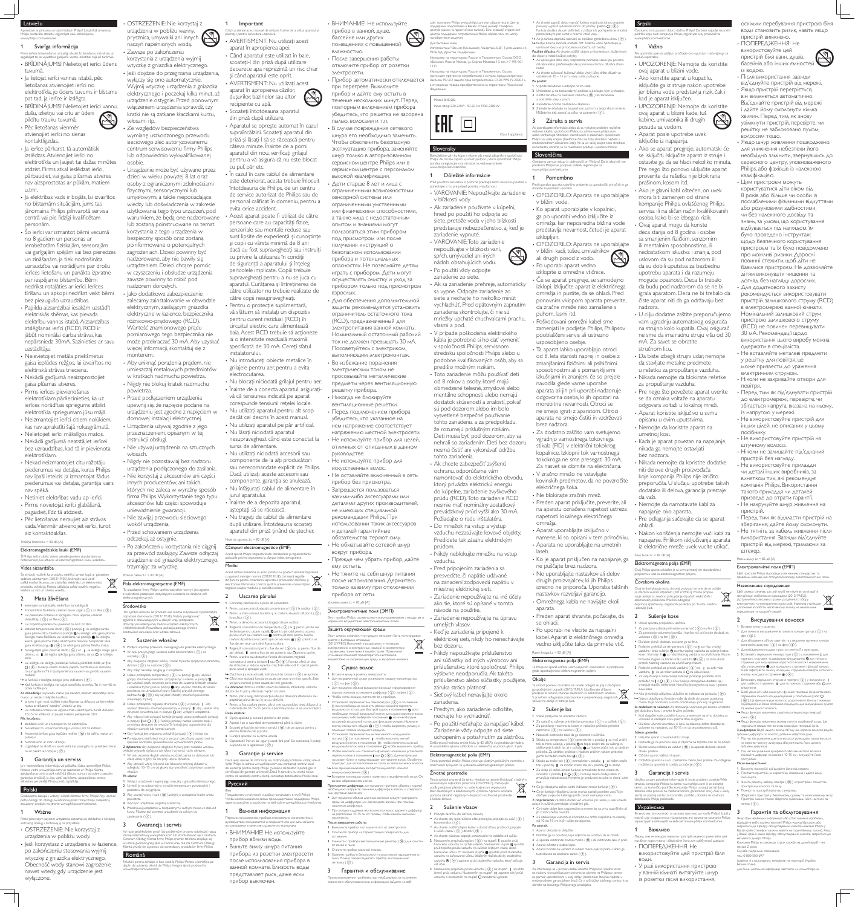## Latviešu

Apsveicam ar pirkumu un laipni lūdzam Philips! Lai pilnībā izmantotu Philips piedāvāto atbalstu, reģistrējiet savu izstrādājumu www.philips.com/welcome.

### 1 Svarīga informācija

Pirms ierīces izmantošanas uzmanīgi izlasiet šo lietotāja rokasgrāmatu un saglabājiet to, lai vajadzības gadījumā varētu ieskatīties tajā arī turpmāk.

- BRĪDINĀJUMS! Nelietojiet ierīci ūdens tuvumā.
- Ja lietojat ierīci vannas istabā, pēc lietošanas atvienojiet ierīci no elektrotīkla, jo ūdens tuvums ir bīstams pat tad, ja ierīce ir izslēgta.
- BRĪDINĀJUMS! Nelietojiet ierīci vannu, dušu, izlietņu vai citu ar ūdeni pildītu trauku tuvumā.
- Pēc lietošanas vienmēr atvienojiet ierīci no sienas kontaktligzdas.
- Ja ierīce pārkarst, tā automātiski izslēdzas. Atvienojiet ierīci no elektrotīkla un ļaujiet tai dažas minūtes atdzist. Pirms atkal ieslēdzat ierīci, pārbaudiet, vai gaisa plūsmas atveres nav aizsprostotas ar pūkām, matiem u.tml.
- Ja elektrības vads ir bojāts, lai izvairītos no bīstamām situācijām, jums tas jānomaina Philips pilnvarotā servisa centrā vai pie līdzīgi kvalificētam personām.
- Šo ierīci var izmantot bērni vecumā no 8 gadiem un personas ar ierobežotām fiziskajām, sensorajām vai garīgajām spējām vai bez pieredzes un zināšanām, ja tiek nodrošināta uzraudzība vai norādījumi par drošu ierīces lietošanu un panākta izpratne par iespējamo bīstamību. Bērni nedrīkst rotaļāties ar ierīci. Ierīces tīrīšanu un apkopi nedrīkst veikt bērni bez pieaugušo uzraudzības.
- Papildu aizsardzībai iesakām uzstādīt elektriskās shēmas, kas pievada elektrību vannas istabā, Aizsardzības atslēgšanas ierīci (RCD). RCD ir jābūt nominālai darba strāvai, kas nepārsniedz 30mA. Sazinieties ar savu uzstādītāju.
- Neievietojiet metāla priekšmetus gaisa ieplūdes režģos, lai izvairītos no elektriskā strāvas trieciena.
- Nekādā gadījumā neaizsprostojiet gaisa plūsmas atveres.
- Pirms ierīces pievienošanas elektrotīklam pārliecinieties, ka uz ierīces norādītais spriegums atbilst elektrotīkla spriegumam jūsu mājā.
- Neizmantojiet ierīci citiem nolūkiem, kas nav aprakstīti šajā rokasgrāmatā.
- Nelietojiet ierīci mākslīgos matos.
- Nekādā gadījumā neatstājiet ierīci bez uzraudzības, kad tā ir pievienota elektrotīklam.
- Nekad neizmantojiet citu ražotāju piederumus vai detaļas, kuras Philips nav īpaši ieteicis. Ja izmantojat šādus piederumus vai detaļas, garantija vairs nav spēkā.
- Netiniet elektrības vadu ap ierīci.
- Pirms novietojat ierīci glabāšanā, pagaidiet, līdz tā atdziest.
- Pēc lietošanas neraujiet aiz strāvas vada. Vienmēr atvienojiet ierīci, turot aiz kontaktdakšas.

Trokšņa līmenis: Lc = 82 dB [A]

#### Elektromagnētiskie lauki (EMF)

Šī Philips ierīce atbilst visiem piemērojamiem standartiem un noteikumiem par elektromagnētisko lauku iedarbību.

#### Vides aizsardzība

Šis simbols nozīmē, ka produktu nedrīkst izmest kopā ar parastiem sadzīves atkritumiem (2012/19/ES). Ievērojiet savā valstī spēkā esošos noteikumus par elektrisko un elektronisko produktu dalītu savākšanu. Pareiza utilizācija palīdz novērst negatīvu ietekmi uz vidi un cilvēku veselību.

### 2 Matu žāvēšana

1. Ievietojiet kontaktdakšu elektrības kontaktligzdā.
2. Koncentrētājs ar matu žāvētāju ieslēdz. Stingri piespiediet to pie matu žāvētāja ( ① ).
3. Lai žāvētu, iestatiet temperatūras slēdzi ( ② ) un gaisa plūsmas slēdzi ( ③ ) vēlamajā pozīcijā.
4. Pēc lietošanas: izslēdziet ierīci un atvienojiet to no elektrotīkla.

Pēc lietošanas:
1. Izslēdziet ierīci un atvienojiet to no elektrotīkla.
2. Novietojiet to uz karstumizturīgas virsmas, līdz tā atdziest.
3. Noņemiet gaisa ieplūdes režģi ( ⑤ ), lai notīrītu matus un putekļus.
4. Notīriet ierīci ar mitru drāniņu.
5. Uzglabājiet to drošā un sausā vietā, kas pasargāta no putekļiem. Varat to arī pakārt aiz piekāršanas cilpas ( ⑥ ).

### 3 Garantija un serviss

Ja jums ir nepieciešama informācija vai problēma, lūdzu, apmeklējiet Philips tīmekļa vietni www.philips.com vai sazinieties ar Philips Klientu apkalpošanas centru savā valstī. Ja jūsu valstī nav Klientu apkalpošanas centra, vērsieties pie vietējā Philips preču izplatītāja.

## Polski

Gratulujemy zakupu i witamy wśród klientów firmy Philips! Aby uzyskać pełny dostęp do obsługi świadczonej przez firmę Philips, zarejestruj zakupiony produkt na stronie www.philips.com/welcome.

### 1 Ważne

Przed użyciem urządzenia zapoznaj się dokładnie z niniejszą instrukcją obsługi i zachowaj ją na przyszłość.

- OSTRZEŻENIE: Nie korzystaj z urządzenia w pobliżu wody.
- Jeśli korzystasz z urządzenia w łazience, po zakończeniu stosowania wyjmij wtyczkę z gniazdka elektrycznego. Obecność wody stanowi zagrożenie nawet wtedy, gdy urządzenie jest wyłączone.
- OSTRZEŻENIE: Nie korzystaj z urządzenia w pobliżu wanny, prysznica, umywalki ani innych naczyń napełnionych wodą.
- Zawsze po zakończeniu korzystania z urządzenia wyjmij wtyczkę z gniazdka elektrycznego.
- Jeśli dojdzie do przegrzania urządzenia, wyłączy się ono automatycznie. Wyjmij wtyczkę urządzenia z gniazdka elektrycznego i pozostaw je do ostygnięcia na kilka minut, aż urządzenie ostygnie. Przed ponownym włączeniem urządzenia sprawdź, czy kratki nie są zatkane kłaczkami kurzu, włosami itp.
- Ze względów bezpieczeństwa wymianę uszkodzonego przewodu sieciowego zleć autoryzowanemu centrum serwisowemu firmy Philips lub odpowiednio wykwalifikowanej osobie.
- Urządzenie może być używane przez dzieci w wieku powyżej 8 lat oraz osoby z ograniczonymi zdolnościami fizycznymi, sensorycznymi lub umysłowymi, a także nieposiadające wiedzy lub doświadczenia w zakresie użytkowania tego typu urządzeń, pod warunkiem, że będą one nadzorowane lub zostaną poinstruowane na temat korzystania z tego urządzenia w bezpieczny sposób oraz zostaną poinformowane o potencjalnych zagrożeniach. Dzieci powinny być nadzorowane, aby nie bawiły się urządzeniem. Dzieci chcące pomóc w czyszczeniu i obsłudze urządzenia zawsze powinny to robić pod nadzorem dorosłych.
- Jako dodatkowe zabezpieczenie zalecamy zainstalowanie w obwodzie elektrycznym, zasilającym gniazdka elektryczne w łazience, bezpiecznika różnicowo-prądowego (RCD). Wartość znamionowego prądu pomiarowego tego bezpiecznika nie może przekraczać 30 mA. Aby uzyskać więcej informacji, skontaktuj się z monterem.
- Aby uniknąć porażenia prądem, nie umieszczaj metalowych przedmiotów w kratkach nadmuchu powietrza.
- Nigdy nie blokuj kratek nadmuchu powietrza.
- Przed podłączeniem urządzenia upewnij się, że napięcie podane na urządzeniu jest zgodne z napięciem w domowej instalacji elektrycznej.
- Urządzenia używaj zgodnie z jego przeznaczeniem, opisanym w tej instrukcji obsługi.
- Nie używaj urządzenia na sztucznych włosach.
- Nigdy nie pozostawiaj bez nadzoru urządzenia podłączonego do zasilania.
- Nie korzystaj z akcesoriów ani części innych producentów, ani takich, których nie zaleca w wyraźny sposób firma Philips. Wykorzystanie tego typu akcesoriów lub części spowoduje unieważnienie gwarancji.
- Nie zawijaj przewodu sieciowego wokół urządzenia.
- Przed schowaniem urządzenia odczekaj, aż ostygnie.
- Po zakończeniu korzystania nie ciągnij za przewód zasilający. Zawsze odłączaj urządzenie od gniazdka elektrycznego, trzymając za wtyczkę.

Poziom hałasu: Lc = 82 dB [A]

#### Pola elektromagnetyczne (EMF)

To urządzenie firmy Philips spełnia wszystkie normy i przepisy dotyczące narażenia na pola elektromagnetyczne.

#### Środowisko

Ten symbol oznacza, że produktu nie można utylizować z normalnymi odpadami domowymi (2012/19/UE). Należy postępować zgodnie z obowiązującymi w danym kraju przepisami dotyczącymi selektywnej zbiórki urządzeń elektrycznych i elektronicznych. Prawidłowa utylizacja pomaga chronić środowisko naturalne oraz ludzkie zdrowie.

### 2 Suszenie włosów

1. Podłącz wtyczkę przewodu zasilającego do gniazdka elektrycznego.
2. W celu precyzyjnego suszenia nałóż koncentrator ( ① ) na suszarkę.
3. Ustaw przełącznik temperatury ( ② ) i przełącznik nadmuchu ( ③ ) w wybranej pozycji.
4. Aby zakończyć, wyłącz urządzenie.

Po użyciu:
1. Wyłącz urządzenie i wyjmij jego wtyczkę z gniazdka elektrycznego.
2. Umieść je na odpornej na wysoką temperaturę powierzchni do ostygnięcia.
3. Aby usunąć włosy i kurz, zdejmij z urządzenia kratkę wlotu powietrza ( ⑤ ).
4. Wyczyść urządzenie wilgotną ściereczką.
5. Przechowuj urządzenie w bezpiecznym i suchym miejscu, z dala od kurzu. Możesz też powiesić urządzenie za uchwyt do zawieszania ( ⑥ ).

### 3 Gwarancja i serwis

W razie jakichkolwiek pytań lub problemów prosimy odwiedzić naszą stronę internetową www.philips.com lub skontaktować się z lokalnym Centrum Obsługi Klienta firmy Philips. Jeśli w Twoim kraju nie ma Centrum Obsługi Klienta, zwróć się o pomoc do sprzedawcy produktów firmy Philips.

## Română

Felicitări pentru achiziție și bun venit la Philips! Pentru a beneficia pe deplin de asistența oferită de Philips, înregistrați-vă produsul la www.philips.com/welcome.

### 1 Important

Citiți cu atenție acest manual de utilizare înainte de a utiliza aparatul și păstrați-l pentru consultare ulterioară.

- AVERTISMENT: Nu utilizați acest aparat în apropierea apei.
- Când aparatul este utilizat în baie, scoateți-l din priză după utilizare deoarece apa reprezintă un risc chiar și când aparatul este oprit.
- AVERTISMENT: Nu utilizați acest aparat în apropierea căzilor, dușurilor, bazinelor sau altor recipiente cu apă.
- Scoateți întotdeauna aparatul din priză după utilizare.
- Aparatul se oprește automat în cazul supraîncălzirii. Scoateți aparatul din priză și lăsați-l să se răcească pentru câteva minute. Înainte de a porni aparatul din nou, verificați grilajul pentru a vă asigura că nu este blocat cu puf, păr etc.
- În cazul în care cablul de alimentare este deteriorat, acesta trebuie înlocuit întotdeauna de Philips, de un centru de service autorizat de Philips sau de personal calificat în domeniu, pentru a evita orice accident.
- Acest aparat poate fi utilizat de către persoane care au capacități fizice, senzoriale sau mentale reduse sau sunt lipsite de experiență și cunoștințe și copiii cu vârsta minimă de 8 ani dacă au fost supravegheați sau instruiți cu privire la utilizarea în condiții de siguranță a aparatului și înțeleg pericolele implicate. Copiii trebuie supravegheați pentru a nu se juca cu aparatul. Curățarea și întreținerea de către utilizator nu trebuie realizate de către copii nesupravegheați.
- Pentru o protecție suplimentară, vă sfătuim să instalați un dispozitiv pentru curent rezidual (RCD) în circuitul electric care alimentează baia. Acest RCD trebuie să acționeze la o intensitate reziduală maximă specificată de 30 mA. Cereți sfatul instalatorului.
- Nu introduceți obiecte metalice în grilajele pentru aer, pentru a evita electrocutarea.
- Nu blocați niciodată grilajul pentru aer.
- Înainte de a conecta aparatul, asigurați-vă că tensiunea indicată pe aparat corespunde tensiunii rețelei locale.
- Nu utilizați aparatul pentru alt scop decât cel descris în acest manual.
- Nu utilizați aparatul pe păr artificial.
- Nu lăsați niciodată aparatul nesupravegheat când este conectat la sursa de alimentare.
- Nu utilizați niciodată accesorii sau componente de la alți producători sau nerecomandate explicit de Philips. Dacă utilizați aceste accesorii sau componente, garanția se anulează.
- Nu înfășurați cablul de alimentare în jurul aparatului.
- Înainte de a depozita aparatul, așteptați să se răcească.
- Nu trageți de cablul de alimentare după utilizare. Întotdeauna scoateți aparatul din priză ținând de ștecher.

Nivel de zgomot: Lc = 82 dB [A]

#### Câmpuri electromagnetice (EMF)

Acest aparat Philips respectă toate standardele și reglementările aplicabile privind expunerea la câmpuri electromagnetice.

#### Mediu

Acest simbol înseamnă că acest produs nu poate fi eliminat împreună cu gunoiul menajer normal (2012/19/UE). Urmați regulile din țara dvs. pentru colectarea separată a produselor electrice și electronice. Eliminarea corectă ajută la prevenirea consecințelor negative asupra mediului și sănătății umane.

### 2 Uscarea părului

1. Conectați ștecherul la o priză de alimentare.
2. Pentru uscare precisă, atașați concentratorul ( ① ) la uscător ( ② ).
3. Pentru a regla temperatura, setați comutatorul de temperatură ( ② ) și comutatorul fluxului de aer ( ③ ) în poziția dorită.
4. Pentru a termina, opriți aparatul.

După utilizare:
1. Opriți aparatul și scoateți ștecherul din priză.
2. Așezați-l pe o suprafață termorezistentă până la răcire.
3. Scoateți grilajul de admisie a aerului ( ⑤ ) pentru a elimina firele de păr și praful.
4. Curățați aparatul cu o cârpă umedă.
5. Depozitați-l într-un loc sigur și uscat, ferit de praf. De asemenea, îl puteți suspenda de la agățătoare ( ⑥ ).

### 3 Garanție și service

Dacă aveți nevoie de informații sau întâmpinați probleme, vizitați site-ul Web Philips la adresa www.philips.com sau contactați centrul local de asistență pentru clienți Philips. Dacă în țara dvs. nu există un centru de asistență pentru clienți, contactați distribuitorul Philips local.

## Русский

Поздравляем с покупкой и добро пожаловать в клуб Philips! Чтобы воспользоваться всеми преимуществами поддержки Philips, зарегистрируйте устройство на веб-сайте www.philips.com/welcome.

### 1 Важная информация

Перед использованием прибора внимательно ознакомьтесь с руководством пользователя и сохраните его для дальнейшего использования в качестве справочного материала.

- ВНИМАНИЕ! Не используйте прибор вблизи воды.
- Выньте вилку шнура питания прибора из розетки электросети после использования прибора в ванной комнате. Близость воды представляет риск, даже если прибор выключен.
- ВНИМАНИЕ! Не используйте прибор в ванной, душе, бассейне или других помещениях с повышенной влажностью.
- После завершения работы отключите прибор от розетки электросети.
- Прибор автоматически отключается при перегреве. Выключите прибор и дайте ему остыть в течение нескольких минут. Перед повторным включением прибора убедитесь, что решетка не засорена пылью, волосами и т.п.
- В случае повреждения сетевого шнура его необходимо заменить. Чтобы обеспечить безопасную эксплуатацию прибора, заменяйте шнур только в авторизованном сервисном центре Philips или в сервисном центре с персоналом высокой квалификации.
- Дети старше 8 лет и лица с ограниченными возможностями сенсорной системы или ограниченными умственными или физическими способностями, а также лица с недостаточным опытом и знаниями могут пользоваться этим прибором под присмотром или после получения инструкций о безопасном использовании прибора и потенциальных опасностях. Не позволяйте детям играть с прибором. Дети могут осуществлять очистку и уход за прибором только под присмотром взрослых.
- Для обеспечения дополнительной защиты рекомендуется установить ограничитель остаточного тока (RCD), предназначенный для электропитания ванной комнаты. Номинальный остаточный рабочий ток не должен превышать 30 мА. Посоветуйтесь с электриком, выполняющим электромонтаж.
- Во избежание поражения электрическим током не просовывайте металлические предметы через вентиляционную решетку прибора.
- Никогда не блокируйте вентиляционные решетки.
- Перед подключением прибора убедитесь, что указанное на нем напряжение соответствует напряжению местной электросети.
- Не используйте прибор для целей, отличных от описанных в данном руководстве.
- Не используйте прибор для искусственных волос.
- Не оставляйте включенный в сеть прибор без присмотра.
- Запрещается пользоваться какими-либо аксессуарами или деталями других производителей, не имеющих специальной рекомендации Philips. При использовании таких аксессуаров и деталей гарантийные обязательства теряют силу.
- Не обматывайте сетевой шнур вокруг прибора.
- Прежде чем убрать прибор, дайте ему остыть.
- Не тяните за сетевой шнур питания после использования. Держитесь только за вилку при отключении прибора от сети.

Уровень шума: Lc = 82 dB [A]

#### Электромагнитные поля (ЭМП)

Этот прибор Philips соответствует всем применимым стандартам и нормам по воздействию электромагнитных полей.

#### Защита окружающей среды

Этот символ означает, что продукт не может быть утилизирован вместе с бытовыми отходами (2012/19/ЕС). Выполняйте раздельную утилизацию электрических и электронных изделий в соответствии с правилами, принятыми в вашей стране. Правильная утилизация помогает предотвратить негативное воздействие на окружающую среду и здоровье человека.

### 2 Сушка волос

1. Вставьте вилку в розетку электросети.
2. Для направления потока установите насадку-концентратор ( ① ) на фен ( ② ).
3. Для придания объема высокой влажности и формирования упругих локонов установите диффузор ( ④ ) на фен ( ② ).
4. Чтобы снять насадку, потяните ее с прибора.
5. Установите переключатель температуры ( ② ) в положение [ ], если необходим мягкий теплый воздушный поток, или в положение [ ], если нужен горячий воздушный поток для быстрой сушки. Установите переключатель скорости воздушного потока ( ③ ) в положение [ ] для слабого воздушного потока или [ ] для сильного воздушного потока.
6. Установите переключатель воздушного потока ( ③ ) в положение [ ], чтобы выключить прибор.

При наличии диффузора: для придания прическе объема у корней необходимо погрузить пальчики диффузора в волосы и совершать ими круговые движения.

После завершения работы:
1. Выключите прибор и отключите его от электросети.
2. Положите прибор на термостойкую поверхность для остывания.
3. Снимите с прибора вентиляционную решетку ( ⑤ ) для очистки от волос и пыли.
4. Очистите прибор влажной тканью.
5. Храните прибор в безопасном и сухом месте, защищенном от пыли. Можно также подвесить прибор за специальную петлю ( ⑥ ).

### 3 Гарантия и обслуживание

При возникновении проблемы, при необходимости получения сервисного обслуживания или информации зайдите на веб-сайт компании Philips www.philips.com или обратитесь в Центр поддержки покупателей в Вашей стране (номер телефона центра указан на гарантийном талоне). Если в вашей стране нет центра поддержки потребителей Philips, обратитесь к местному представителю Philips.

Для бытовых нужд.

Изготовитель: "Филипс Консьюмер Лайфстайл Б.В.", Туссендиепен 4, 9206 АД, Драхтен, Нидерланды.

Импортер на территорию России и Таможенного Союза: ООО «Филипс», Россия, 123022, г. Москва, ул. Сергея Макеева, д. 13, тел. +7 495 961 1111.

Импортер на территорию России и Таможенного Союза принимает претензии потребителей в случаях предусмотренных Законом РФ «О защите прав потребителей» 07.02.1992 N 2300-1 в отношении товара, продаваемого на территории Российской Федерации.

Model BHD280

Input rating: 220-240V~ 50-60Hz 1930-2300W

EAC

Class II appliance

## Slovensky

Blahoželáme vám ku kúpe a vitajte vás medzi zákazníkmi spoločnosti Philips. Ak chcete naplno využívať podporu, ktorú spoločnosť Philips ponúka, zaregistrujte svoj výrobok na webovej stránke www.philips.com/welcome.

### 1 Dôležité informácie

Pred použitím zariadenia si pozorne prečítajte tento návod na použitie a uschovajte si ho pre prípad potreby v budúcnosti.

- VAROVANIE: Nepoužívajte zariadenie v blízkosti vody.
- Ak zariadenie používate v kúpeľni, hneď po použití ho odpojte zo siete, pretože voda v jeho blízkosti predstavuje nebezpečenstvo, aj keď je zariadenie vypnuté.
- VAROVANIE: Toto zariadenie nepoužívajte v blízkosti vaní, spŕch, umývadiel ani iných nádob obsahujúcich vodu.
- Po použití vždy odpojte zariadenie zo siete.
- Ak sa zariadenie prehreje, automaticky sa vypne. Odpojte zariadenie zo siete a nechajte ho niekoľko minút vychladnúť. Pred opätovným zapnutím zariadenia skontrolujte, či nie sú mriežky upchaté chuchvalcami prachu, vlasmi a pod.
- V prípade poškodenia elektrického kábla je potrebné si ho dať vymeniť v spoločnosti Philips, servisnom stredisku spoločnosti Philips alebo u podobne kvalifikovaných osôb, aby sa predišlo možným rizikám.
- Toto zariadenie môžu používať deti od 8 rokov a osoby, ktoré majú obmedzené telesné, zmyslové alebo mentálne schopnosti alebo nemajú dostatok skúseností a znalostí, pokiaľ sú pod dozorom alebo im bolo vysvetlené bezpečné používanie tohto zariadenia a za predpokladu, že rozumejú príslušným rizikám. Deti musia byť pod dozorom, aby sa nehrali so zariadením. Deti bez dozoru nesmú čistiť ani vykonávať údržbu tohto zariadenia.
- Ak chcete zabezpečiť zvýšenú ochranu, odporúčame vám namontovať do elektrického obvodu, ktorý privádza elektrickú energiu do kúpeľne, zariadenie zvyškového prúdu (RCD). Toto zariadenie RCD nesmie mať menovitý zostatkový prevádzkový prúd vyšší ako 30 mA. Požiadajte o radu inštalatéra.
- Do mriežok na vstup a výstup vzduchu nezasúvajte kovové objekty. Predídete tak zásahu elektrickým prúdom.
- Nikdy neblokujte mriežku na vstup vzduchu.
- Pred pripojením zariadenia sa presvedčte, či napätie uvádzané na zariadení zodpovedá napätiu v miestnej elektrickej sieti.
- Zariadenie nepoužívajte na iné účely, ako tie, ktoré sú opísané v tomto návode na použitie.
- Zariadenie nepoužívajte na úpravu umelých vlasov.
- Keď je zariadenie pripojené k elektrickej sieti, nikdy ho nenechávajte bez dozoru.
- Nikdy nepoužívajte príslušenstvo ani súčiastky od iných výrobcov ani príslušenstvo, ktoré spoločnosť Philips výslovne neodporúča. Ak takéto príslušenstvo alebo súčiastky použijete, záruka stráca platnosť.
- Sieťový kábel nenavíjajte okolo zariadenia.
- Predtým, ako zariadenie odložíte, nechajte ho vychladnúť.
- Po použití neťahajte za napájací kábel. Zariadenie vždy odpojte od siete uchopením a potiahnutím za zástrčku.

Deklarovaná hodnota emisie hluku je 82 dB(A), čo predstavuje hladinu A akustického výkonu vzhľadom na referenčný akustický výkon 1 pW.

#### Elektromagnetické polia (EMF)

Toto zariadenie značky Philips vyhovuje všetkým príslušným normám a predpisom týkajúcim sa vystavenia elektromagnetickým poliam.

#### Životné prostredie

Tento symbol znamená, že tento výrobok sa nesmie likvidovať s bežným komunálnym odpadom (smernica 2012/19/EÚ). Postupujte podľa predpisov platných vo vašej krajine pre separovaný zber elektrických a elektronických výrobkov. Správna likvidácia pomáha zabrániť negatívnym dopadom na životné prostredie a ľudské zdravie.

### 2 Sušenie vlasov

1. Pripojte zástrčku do zásuvky.
2. Ak chcete, aby bolo sušenie efektívnejšie, pripojte na sušič koncentrátor ( ① ).
3. Nastavte prepínač teploty ( ② ) a prepínač prúdu vzduchu ( ③ ) do požadovanej polohy.
4. Po dokončení sušenia zariadenie vypnite.

Po použití:
1. Vypnite zariadenie a odpojte ho zo siete.
2. Umiestnite ho na teplovzdornú podložku a počkajte, kým vychladne.
3. Zložte mriežku na nasávanie vzduchu ( ⑤ ) zo zariadenia a odstráňte vlasy a prach.
4. Zariadenie očistite navlhčenou tkaninou.
5. Zariadenie skladujte na bezpečnom, suchom a bezprašnom mieste. Môžete ho tiež zavesiť za očko na zavesenie ( ⑥ ).

### 3 Záruka a servis

Ak potrebujete informácie alebo ak sa vyskytne problém, navštívte webovú stránku spoločnosti Philips www.philips.com alebo sa obráťte na Stredisko starostlivosti o zákazníkov spoločnosti Philips vo vašej krajine. Ak sa vo vašej krajine takéto stredisko nenachádza, obráťte sa na miestneho predajcu výrobkov Philips.

## Slovenščina

Čestitamo za nakup in dobrodošli pri Philipsu! Če želite izkoristiti vse prednosti Philipsove podpore, izdelek registrirajte na www.philips.com/welcome.

### 1 Pomembno

Pred uporabo aparata natančno preberite ta uporabniški priročnik in ga shranite za poznejšo uporabo.

- OPOZORILO: Aparata ne uporabljajte v bližini vode.
- Ko aparat uporabljate v kopalnici, ga po uporabi vedno izključite iz omrežja, ker neposredna bližina vode predstavlja nevarnost, četudi je aparat izklopljen.
- OPOZORILO: Aparata ne uporabljajte v bližini kadi, tušev, umivalnikov ali drugih posod z vodo.
- Po uporabi aparat vedno izklopite iz omrežne vtičnice.
- Če se aparat pregreje, se samodejno izklopi. Izključite aparat iz električnega omrežja in pustite, da se ohladi. Pred ponovnim vklopom aparata preverite, da rešetke niso zamašene s puhom, lasmi itd.
- Poškodovani omrežni kabel sme zamenjati le podjetje Philips, Philipsov pooblaščeni servis ali ustrezno usposobljeno osebje.
- Ta aparat lahko uporabljajo otroci od 8. leta starosti naprej in osebe z zmanjšanimi fizičnimi ali psihičnimi sposobnostmi ali s pomanjkljivimi izkušnjami in znanjem, če so prejele navodila glede varne uporabe aparata ali pri njej uporabi nadzoruje odgovorna oseba, ki jih opozori na morebitne nevarnosti. Otroci se ne smejo igrati z aparatom. Otroci aparata ne smejo čistiti in vzdrževati brez nadzora.
- Za dodatno zaščito vam svetujemo vgradnjo varnostnega tokovnega stikala (FID) v električni tokokrog kopalnice. Izklopni tok varnostnega tokokroga ne sme presegati 30 mA. Za nasvet se obrnite na električarja.
- V zračno rešetko ne vstavljajte kovinskih predmetov, da ne povzročite električnega šoka.
- Ne blokirajte zračnih mrež.
- Preden aparat priključite, preverite, ali na aparatu označena napetost ustreza napetosti lokalnega električnega omrežja.
- Aparat uporabljajte izključno v namene, ki so opisani v tem priročniku.
- Aparata ne uporabljajte na umetnih laseh.
- Ko je aparat priključen na napajanje, ga ne puščajte brez nadzora.
- Ne uporabljajte nastavkov ali delov drugih proizvajalcev, ki jih Philips izrecno ne priporoča. Uporaba takšnih nastavkov razveljavi garancijo.
- Omrežnega kabla ne navijajte okoli aparata.
- Preden aparat shranite, počakajte, da se ohladi.
- Po uporabi ne vlecite za napajalni kabel. Aparat iz električnega omrežja vedno izključite tako, da primete vtič.

Raven hrupa: Lc = 82 dB [A]

#### Elektromagnetna polja (EMF)

Ta Philipsov aparat ustreza vsem veljavnim standardom in predpisom glede izpostavljenosti elektromagnetnim poljem.

#### Okolje

Ta simbol pomeni, da izdelka ne smete odlagati skupaj z običajnimi gospodinjskimi odpadki (2012/19/EU). Upoštevajte državne predpise za ločeno zbiranje električnih in elektronskih izdelkov. S pravilnim odlaganjem preprečite morebitne negativne posledice za okolje in zdravje ljudi.

### 2 Sušenje las

1. Vtikač priključite na omrežno vtičnico.
2. Za natančno sušenje pritrdite koncentrator ( ① ) na sušilnik ( ② ).
3. Stikalo za temperaturo ( ② ) in stikalo za pretok zraka ( ③ ) nastavite v želeni položaj.
4. Ko končate, aparat izklopite.

Po uporabi:
1. Aparat izklopite in odklopite.
2. Postavite ga na površino, ki je odporna na vročino, da se ohladi.
3. Z aparata odstranite zračno mrežo ( ⑤ ), da odstranite lase in prah.
4. Aparat očistite z vlažno krpo.
5. Aparat hranite na varnem in suhem mestu, brez prahu. Lahko ga tudi obesite za obešalno zanko ( ⑥ ).

### 3 Garancija in servis

Za informacije ali v primeru težav obiščite Philipsovo spletno stran na naslovu www.philips.com oziroma se obrnite na Philipsov center za pomoč uporabnikom v svoji državi. Če v vaši državi takšnega centra ni, se obrnite na lokalnega Philipsovega prodajalca.

## Srpski

Čestitamo na kupovini i dobro došli u Philips! Da biste u potpunosti iskoristili podršku koju nudi kompanija Philips, registrujte svoj proizvod na www.philips.com/welcome.

### 1 Važno

Pre upotrebe aparata pažljivo pročitajte ovo uputstvo i sačuvajte ga za buduću upotrebu.

- UPOZORENJE: Nemojte da koristite ovaj aparat u blizini vode.
- Ako koristite aparat u kupatilu, isključite ga iz struje nakon upotrebe jer blizina vode predstavlja rizik, čak i kad je aparat isključen.
- UPOZORENJE: Nemojte da koristite ovaj aparat u blizini kade, tuš kabine, umivaonika ili drugih posuda sa vodom.
- Aparat posle upotrebe uvek isključite iz napajanja.
- Ako se aparat pregreje, automatski će se isključiti. Isključite aparat iz struje i ostavite ga da se hladi nekoliko minuta. Pre nego što ponovo uključite aparat proverite da rešetka nije blokirana prašinom, kosom itd.
- Ako je glavni kabl oštećen, on uvek mora biti zamenjen od strane kompanije Philips, ovlašćenog Philips servisa ili na sličan način kvalifikovanih osoba, kako bi se izbegao rizik.
- Ovaj aparat mogu da koriste deca starija od 8 godina i osobe sa smanjenim fizičkim, senzornim ili mentalnim sposobnostima, ili nedostatkom iskustva i znanja, pod uslovom da su pod nadzorom ili da su dobili uputstva za bezbednu upotrebu aparata i da razumeju moguće opasnosti. Deca bi trebalo da budu pod nadzorom da se ne bi igrala aparatom. Deca ne bi trebalo da čiste aparat niti da ga održavaju bez nadzora.
- U cilju dodatne zaštite preporučujemo vam ugradnju automatskog osigurača na strujno kolo kupatila. Ovaj osigurač ne sme da ima radnu struju višu od 30 mA. Za savet se obratite stručnom licu.
- Da biste izbegli strujni udar, nemojte da stavljate metalne predmete u rešetku za propuštanje vazduha.
- Nikada nemojte da blokirate rešetke za propuštanje vazduha.
- Pre nego što povežete aparat uverite se da oznaka voltaže na aparatu odgovara voltaži u lokalnoj mreži.
- Aparat koristite isključivo u svrhu opisanu u ovim uputstvima.
- Nemojte da koristite aparat na umetnoj kosi.
- Kada je aparat povezan na napajanje, nikada ga nemojte ostavljati bez nadzora.
- Nikada nemojte da koristite dodatne niti delove drugih proizvođača koje kompanija Philips nije izričito preporučila. U slučaju upotrebe takvih dodataka ili delova, garancija prestaje da važi.
- Nemojte da namotavate kabl za napajanje oko aparata.
- Pre odlaganja sačekajte da se aparat ohladi.
- Nakon korišćenja nemojte vući kabl za napajanje. Prilikom isključivanja aparata iz električne mreže uvek uzmite utikač.

Nivo buke: Lc = 82 dB [A]

#### Elektromagnetna polja (EMF)

Ovaj Philips aparat usklađen je sa svim primenljivim standardima i propisima u vezi sa elektromagnetnim poljima.

#### Čovekova okolina

Ovaj simbol ukazuje na to da ovaj proizvod ne sme da se odlaže sa običnim otpadom iz domaćinstva (2012/19/EU). Poštujte propise svoje zemlje za zasebno prikupljanje električnih i elektronskih proizvoda. Pravilno odlaganje doprinosi sprečavanju negativnih posledica po životnu sredinu i zdravlje ljudi.

### 2 Sušenje kose

1. Uključite utikač u zidnu utičnicu.
2. Za precizno sušenje pričvrstite koncentrator ( ① ) na fen ( ② ).
3. Prekidač temperature ( ② ) i prekidač protoka vazduha ( ③ ) postavite u željeni položaj.
4. Kada završite, isključite aparat.

Nakon upotrebe:
1. Isključite aparat i izvucite kabl iz struje.
2. Postavite ga na površinu koja je otporna na toplotu dok se ne ohladi.
3. Skinite ulaznu rešetku za vazduh ( ⑤ ) sa aparata da biste uklonili dlaku i prašinu.
4. Očistite aparat vlažnom krpom.
5. Odložite aparat na suvo i bezbedno mesto, bez prašine. Za odlaganje možete da upotrebite i petlju za kačenje ( ⑥ ).

### 3 Garancija i servis

Ukoliko su vam potrebne informacije ili imate problem, posetite Web stranicu kompanije Philips www.philips.com ili se obratite centru za korisničku podršku kompanije Philips u svojoj zemlji. Ukoliko u vašoj zemlji ne postoji centar za korisničku podršku, obratite se lokalnom distributeru Philips proizvoda.

## Українська

Вітаємо з покупкою та ласкаво просимо до клубу Philips! Щоб у повній мірі скористатися підтримкою, яку пропонує компанія Philips, зареєструйте свій виріб на веб-сайті www.philips.com/welcome.

### 1 Важливо

Перед тим як використовувати пристрій, уважно прочитайте цей посібник користувача і зберігайте його для майбутньої довідки.

- ПОПЕРЕДЖЕННЯ! Не використовуйте цей пристрій біля води.
- У разі використання пристрою у ванній кімнаті витягніть шнур із розетки після використання, оскільки перебування пристрою біля води становить ризик, навіть якщо пристрій вимкнено.
- ПОПЕРЕДЖЕННЯ! Не використовуйте цей пристрій біля ванн, душів, басейнів або інших ємностей із водою.
- Після використання завжди від'єднуйте пристрій від мережі.
- Якщо пристрій перегрівається, він вимкнеться автоматично. Від'єднайте пристрій від мережі і дайте йому охолонути кілька хвилин. Перед тим, як увімкнути пристрій, перевірте, чи решітку не заблоковано пухом, волоссям тощо.
- Якщо шнур живлення пошкоджено, для уникнення небезпеки його необхідно замінити, звернувшись до сервісного центру, уповноваженого Philips, або фахівців із належною кваліфікацією.
- Цим пристроєм можуть користуватися діти віком від 8 років або більше чи особи із послабленими фізичними відчуттями або розумовими здібностями, чи без належного досвіду та знань, за умови, що користування відбувається під наглядом, їм було проведено інструктаж щодо безпечного користування пристроєм та їх було повідомлено про можливі ризики. Дорослі повинні стежити, щоб діти не бавилися пристроєм. Не дозволяйте дітям виконувати чищення та догляд без нагляду дорослих.
- Для додаткового захисту рекомендується використовувати пристрій залишкового струму (RCD) в електромережі ванної кімнати. Номінальний залишковий струм пристрою залишкового струму (RCD) не повинен перевищувати 30 мА. Рекомендації щодо використання цього виробу можна одержати в спеціаліста.
- Не вставляйте металеві предмети у решітку для повітря, це може призвести до ураження електричним струмом.
- Ніколи не закривайте отвори для повітря.
- Перед тим як під'єднувати пристрій до електромережі, перевірте, чи збігається напруга, вказана на ньому, із напругою у мережі.
- Не використовуйте пристрій для інших цілей, ніж описано у цьому посібнику.
- Не використовуйте пристрій на штучному волоссі.
- Ніколи не залишайте під'єднаний пристрій без нагляду.
- Не використовуйте приладдя чи деталі інших виробників, за винятком тих, які рекомендує компанія Philips. Використання такого приладдя чи деталей призведе до втрати гарантії.
- Не накручуйте шнур живлення на пристрій.
- Перед тим як відкласти пристрій на зберігання, дайте йому охолонути.
- Не тягніть за кабель живлення після використання. Завжди від'єднуйте пристрій від мережі, тримаючи за штекер.

Рівень шуму: Lc = 82 dB [A]

#### Електромагнітні поля (ЕМП)

Цей пристрій Philips відповідає усім чинним стандартам та правовим нормам, що стосуються впливу електромагнітних полів.

#### Навколишнє середовище

Цей символ означає, що цей виріб не підлягає утилізації зі звичайними побутовими відходами (2012/19/ЄС). Дотримуйтесь місцевих правил щодо роздільного збору електричних та електронних пристроїв. Належна утилізація допомагає запобігти негативному впливу на навколишнє середовище та здоров'я людей.

### 2 Висушування волосся

1. Вставте вилку у розетку.
2. Для точного висушування встановіть концентратор ( ① ) на фен ( ② ).
3. Встановіть перемикач температури ( ② ) і перемикач потоку повітря ( ③ ) у потрібне положення.
4. Щоб закінчити, вимкніть пристрій.

Після використання:
1. Вимкніть пристрій і від'єднайте його від мережі.
2. Поставте пристрій на жаростійку поверхню і дайте йому охолонути.
3. Зніміть решітку забору повітря ( ⑤ ) з пристрою і почистіть пристрій від волосся та пилу.
4. Почистіть пристрій вологою ганчіркою.
5. Зберігайте пристрій у безпечному сухому та непиловому місці. Пристрій можна також зберігати, підвісивши його за петельку ( ⑥ ).

### 3 Гарантія та обслуговування

Якщо Вам потрібна інформація або у Вас виникла проблема, відвідайте веб-сторінку компанії Philips www.philips.com або зверніться до Центру обслуговування клієнтів Philips у Вашій країні. Якщо у Вашій країні немає такого центру, зверніться до місцевого дилера Philips.

Компанія Philips встановлює строк служби на даний виріб – не менше 2 років.

Служба підтримки споживачів
тел.: 0-800-500-697
(дзвінки зі стаціонарних телефонів на території України безкоштовні)
для більш детальної інформації звертайтеся на www.philips.com/support